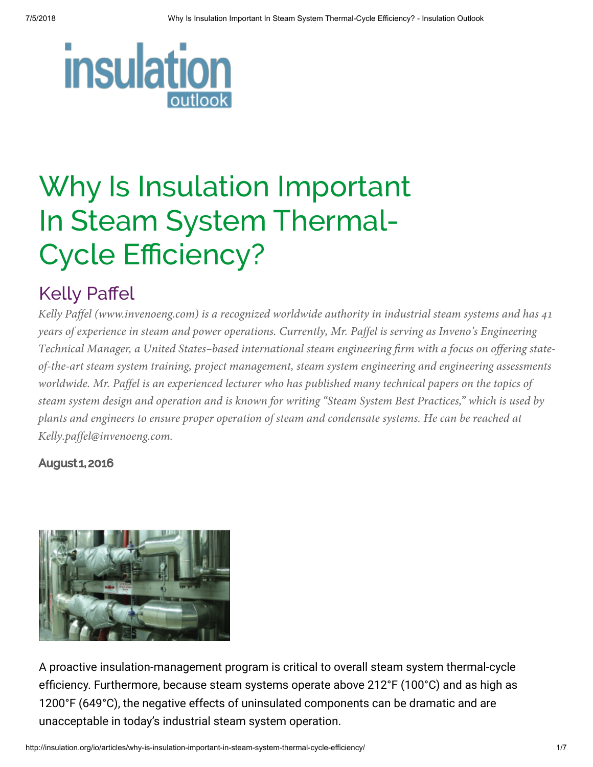# Why Is Insulation Important In Steam System Thermal-Cycle Efficiency?

## Kelly Paffel

*Kelly Paffel (www.invenoeng.com) is a recognized worldwide authority in industrial steam systems and has 41 years of experience in steam and power operations. Currently, Mr. Paffel is serving as Inveno's Engineering Technical Manager, a United States–based international steam engineering firm with a focus on offering state-of-the-art steam system training, project management, steam system engineering and engineering assessments worldwide. Mr. Paffel is an experienced lecturer who has published many technical papers on the topics of steam system design and operation and is known for writing "Steam System Best Practices," which is used by plants and engineers to ensure proper operation of steam and condensate systems. He can be reached at Kelly.paffel@invenoeng.com.*

**August 1, 2016**

A proactive insulation-management program is critical to overall steam system thermal-cycle efficiency. Furthermore, because steam systems operate above 212°F (100°C) and as high as 1200°F (649°C), the negative effects of uninsulated components can be dramatic and are unacceptable in today's industrial steam system operation.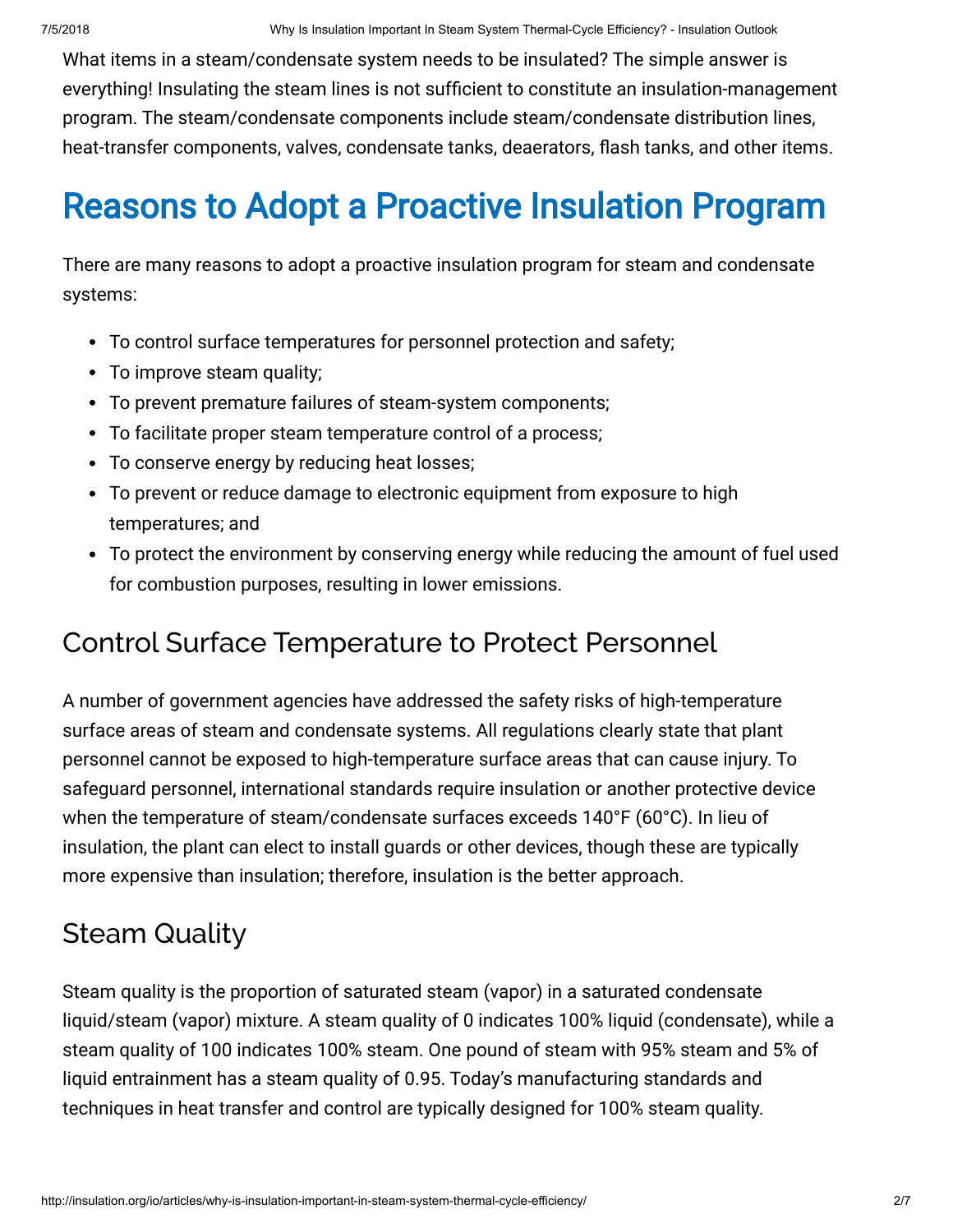What items in a steam/condensate system needs to be insulated? The simple answer is everything! Insulating the steam lines is not sufficient to constitute an insulation-management program. The steam/condensate components include steam/condensate distribution lines, heat-transfer components, valves, condensate tanks, deaerators, flash tanks, and other items.

# Reasons to Adopt a Proactive Insulation Program

There are many reasons to adopt a proactive insulation program for steam and condensate systems:

- To control surface temperatures for personnel protection and safety;
- To improve steam quality;
- To prevent premature failures of steam-system components;
- To facilitate proper steam temperature control of a process;
- To conserve energy by reducing heat losses;
- To prevent or reduce damage to electronic equipment from exposure to high temperatures; and
- To protect the environment by conserving energy while reducing the amount of fuel used for combustion purposes, resulting in lower emissions.

## Control Surface Temperature to Protect Personnel

A number of government agencies have addressed the safety risks of high-temperature surface areas of steam and condensate systems. All regulations clearly state that plant personnel cannot be exposed to high-temperature surface areas that can cause injury. To safeguard personnel, international standards require insulation or another protective device when the temperature of steam/condensate surfaces exceeds 140°F (60°C). In lieu of insulation, the plant can elect to install guards or other devices, though these are typically more expensive than insulation; therefore, insulation is the better approach.

## Steam Quality

Steam quality is the proportion of saturated steam (vapor) in a saturated condensate liquid/steam (vapor) mixture. A steam quality of 0 indicates 100% liquid (condensate), while a steam quality of 100 indicates 100% steam. One pound of steam with 95% steam and 5% of liquid entrainment has a steam quality of 0.95. Today's manufacturing standards and techniques in heat transfer and control are typically designed for 100% steam quality.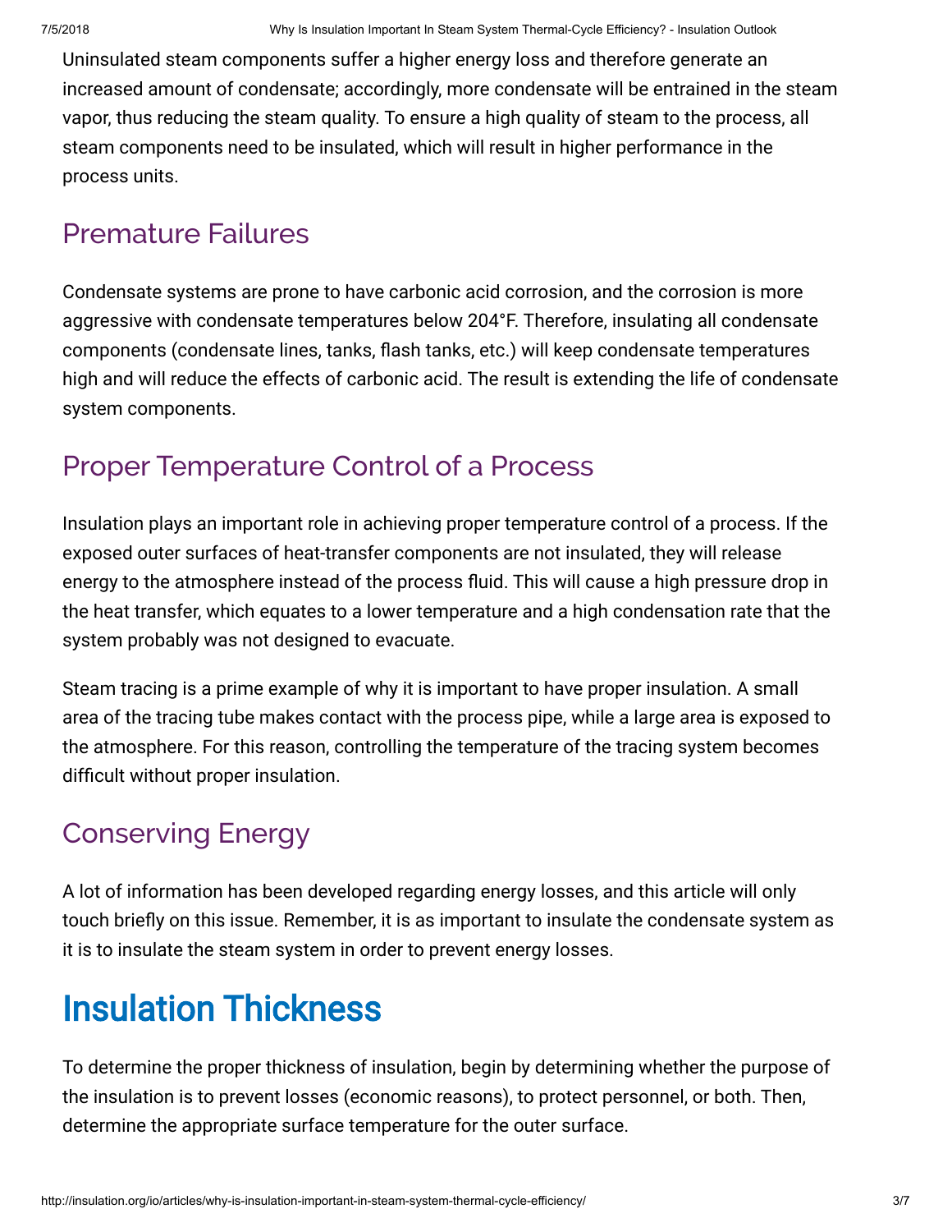Uninsulated steam components suffer a higher energy loss and therefore generate an increased amount of condensate; accordingly, more condensate will be entrained in the steam vapor, thus reducing the steam quality. To ensure a high quality of steam to the process, all steam components need to be insulated, which will result in higher performance in the process units.

### Premature Failures

Condensate systems are prone to have carbonic acid corrosion, and the corrosion is more aggressive with condensate temperatures below 204°F. Therefore, insulating all condensate components (condensate lines, tanks, flash tanks, etc.) will keep condensate temperatures high and will reduce the effects of carbonic acid. The result is extending the life of condensate system components.

### Proper Temperature Control of a Process

Insulation plays an important role in achieving proper temperature control of a process. If the exposed outer surfaces of heat-transfer components are not insulated, they will release energy to the atmosphere instead of the process fluid. This will cause a high pressure drop in the heat transfer, which equates to a lower temperature and a high condensation rate that the system probably was not designed to evacuate.

Steam tracing is a prime example of why it is important to have proper insulation. A small area of the tracing tube makes contact with the process pipe, while a large area is exposed to the atmosphere. For this reason, controlling the temperature of the tracing system becomes difficult without proper insulation.

### Conserving Energy

A lot of information has been developed regarding energy losses, and this article will only touch briefly on this issue. Remember, it is as important to insulate the condensate system as it is to insulate the steam system in order to prevent energy losses.

## Insulation Thickness

To determine the proper thickness of insulation, begin by determining whether the purpose of the insulation is to prevent losses (economic reasons), to protect personnel, or both. Then, determine the appropriate surface temperature for the outer surface.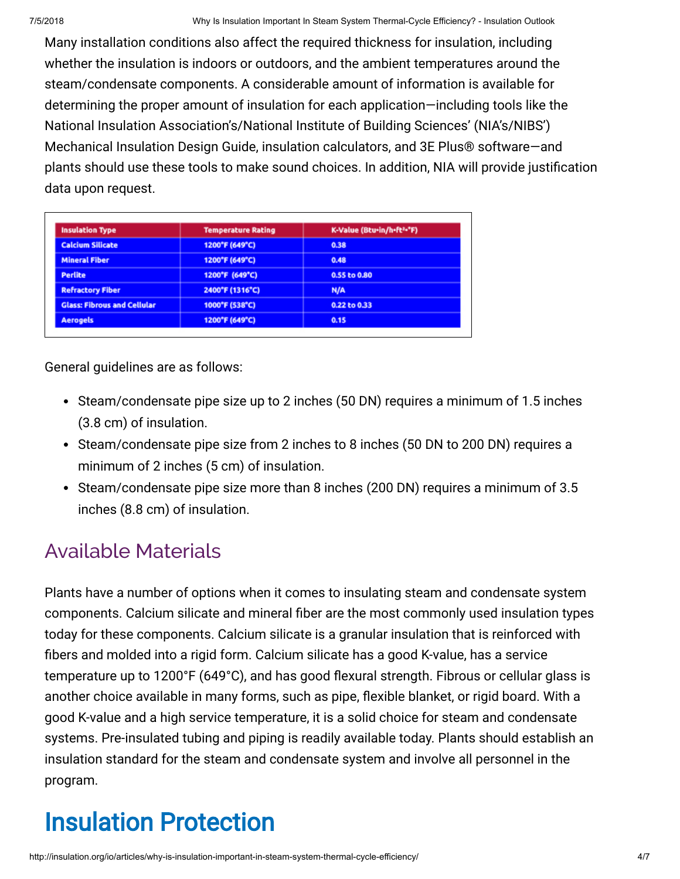Many installation conditions also affect the required thickness for insulation, including whether the insulation is indoors or outdoors, and the ambient temperatures around the steam/condensate components. A considerable amount of information is available for determining the proper amount of insulation for each application—including tools like the National Insulation Association's/National Institute of Building Sciences' (NIA's/NIBS') Mechanical Insulation Design Guide, insulation calculators, and 3E Plus® software—and plants should use these tools to make sound choices. In addition, NIA will provide justification data upon request.

| Insulation Type | Temperature Rating | K-Value (Btu•in/h•ft²•°F) |
|---|---|---|
| Calcium Silicate | 1200°F (649°C) | 0.38 |
| Mineral Fiber | 1200°F (649°C) | 0.48 |
| Perlite | 1200°F (649°C) | 0.55 to 0.80 |
| Refractory Fiber | 2400°F (1316°C) | N/A |
| Glass: Fibrous and Cellular | 1000°F (538°C) | 0.22 to 0.33 |
| Aerogels | 1200°F (649°C) | 0.15 |

General guidelines are as follows:

- Steam/condensate pipe size up to 2 inches (50 DN) requires a minimum of 1.5 inches (3.8 cm) of insulation.
- Steam/condensate pipe size from 2 inches to 8 inches (50 DN to 200 DN) requires a minimum of 2 inches (5 cm) of insulation.
- Steam/condensate pipe size more than 8 inches (200 DN) requires a minimum of 3.5 inches (8.8 cm) of insulation.

## Available Materials

Plants have a number of options when it comes to insulating steam and condensate system components. Calcium silicate and mineral fiber are the most commonly used insulation types today for these components. Calcium silicate is a granular insulation that is reinforced with fibers and molded into a rigid form. Calcium silicate has a good K-value, has a service temperature up to 1200°F (649°C), and has good flexural strength. Fibrous or cellular glass is another choice available in many forms, such as pipe, flexible blanket, or rigid board. With a good K-value and a high service temperature, it is a solid choice for steam and condensate systems. Pre-insulated tubing and piping is readily available today. Plants should establish an insulation standard for the steam and condensate system and involve all personnel in the program.

# Insulation Protection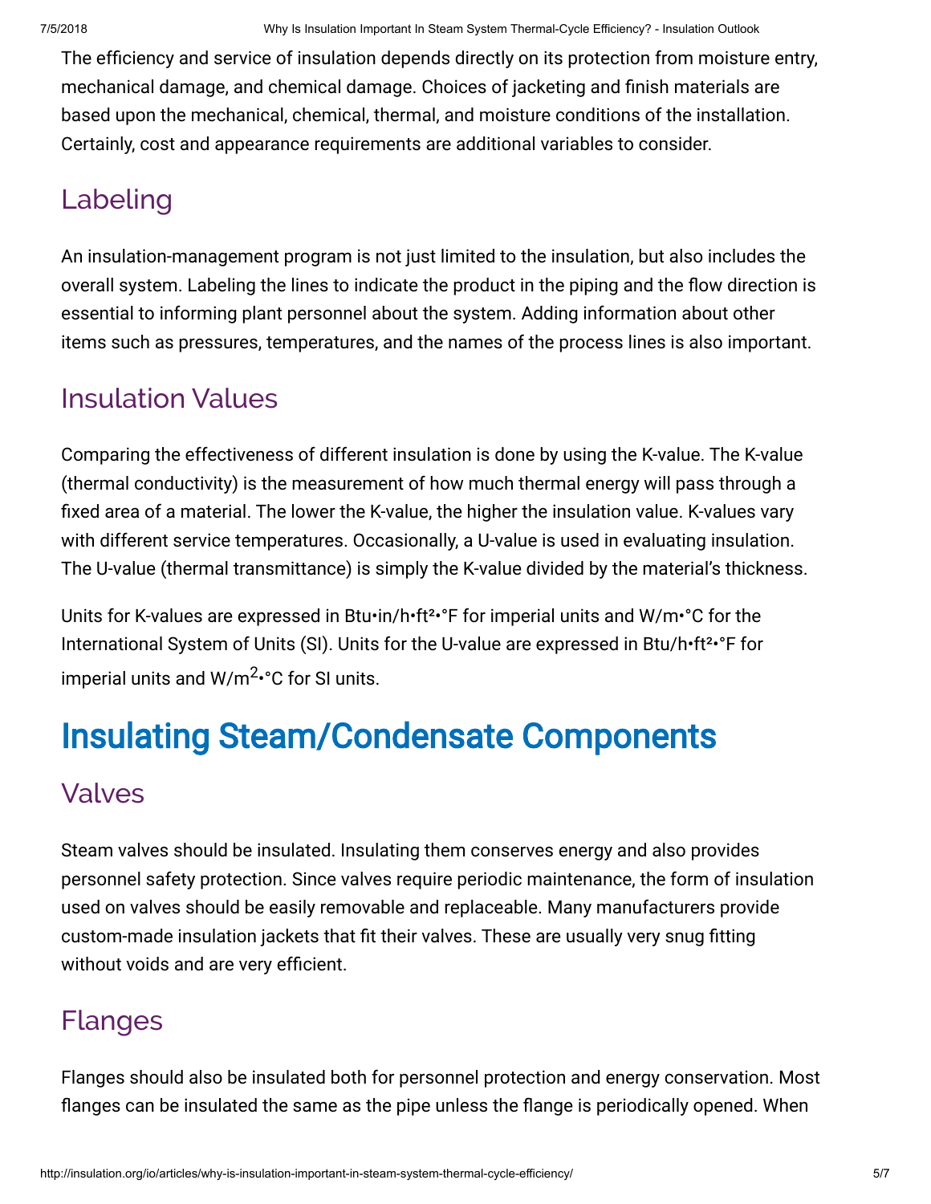The efficiency and service of insulation depends directly on its protection from moisture entry, mechanical damage, and chemical damage. Choices of jacketing and finish materials are based upon the mechanical, chemical, thermal, and moisture conditions of the installation. Certainly, cost and appearance requirements are additional variables to consider.

### Labeling

An insulation-management program is not just limited to the insulation, but also includes the overall system. Labeling the lines to indicate the product in the piping and the flow direction is essential to informing plant personnel about the system. Adding information about other items such as pressures, temperatures, and the names of the process lines is also important.

### Insulation Values

Comparing the effectiveness of different insulation is done by using the K-value. The K-value (thermal conductivity) is the measurement of how much thermal energy will pass through a fixed area of a material. The lower the K-value, the higher the insulation value. K-values vary with different service temperatures. Occasionally, a U-value is used in evaluating insulation. The U-value (thermal transmittance) is simply the K-value divided by the material's thickness.

Units for K-values are expressed in Btu•in/h•$ft^2$•°F for imperial units and W/m•°C for the International System of Units (SI). Units for the U-value are expressed in Btu/h•$ft^2$•°F for imperial units and W/$m^2$•°C for SI units.

## Insulating Steam/Condensate Components

### Valves

Steam valves should be insulated. Insulating them conserves energy and also provides personnel safety protection. Since valves require periodic maintenance, the form of insulation used on valves should be easily removable and replaceable. Many manufacturers provide custom-made insulation jackets that fit their valves. These are usually very snug fitting without voids and are very efficient.

### Flanges

Flanges should also be insulated both for personnel protection and energy conservation. Most flanges can be insulated the same as the pipe unless the flange is periodically opened. When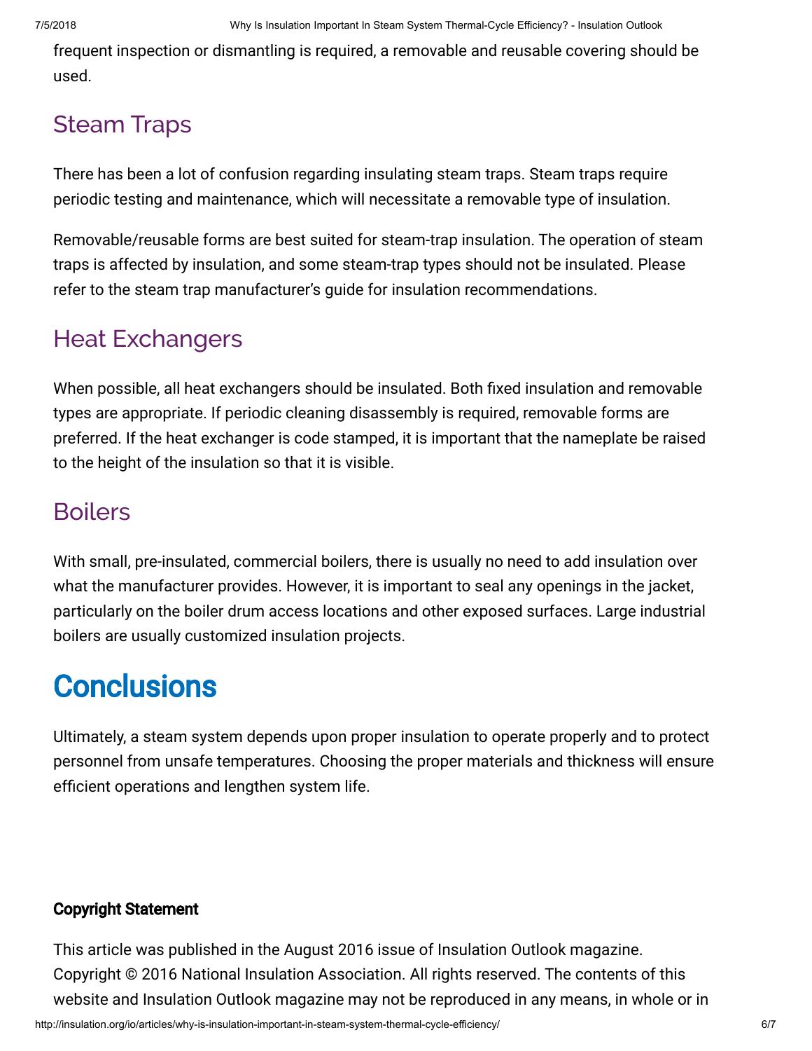frequent inspection or dismantling is required, a removable and reusable covering should be used.

## Steam Traps

There has been a lot of confusion regarding insulating steam traps. Steam traps require periodic testing and maintenance, which will necessitate a removable type of insulation.

Removable/reusable forms are best suited for steam-trap insulation. The operation of steam traps is affected by insulation, and some steam-trap types should not be insulated. Please refer to the steam trap manufacturer's guide for insulation recommendations.

## Heat Exchangers

When possible, all heat exchangers should be insulated. Both fixed insulation and removable types are appropriate. If periodic cleaning disassembly is required, removable forms are preferred. If the heat exchanger is code stamped, it is important that the nameplate be raised to the height of the insulation so that it is visible.

## Boilers

With small, pre-insulated, commercial boilers, there is usually no need to add insulation over what the manufacturer provides. However, it is important to seal any openings in the jacket, particularly on the boiler drum access locations and other exposed surfaces. Large industrial boilers are usually customized insulation projects.

# Conclusions

Ultimately, a steam system depends upon proper insulation to operate properly and to protect personnel from unsafe temperatures. Choosing the proper materials and thickness will ensure efficient operations and lengthen system life.

**Copyright Statement**

This article was published in the August 2016 issue of Insulation Outlook magazine. Copyright © 2016 National Insulation Association. All rights reserved. The contents of this website and Insulation Outlook magazine may not be reproduced in any means, in whole or in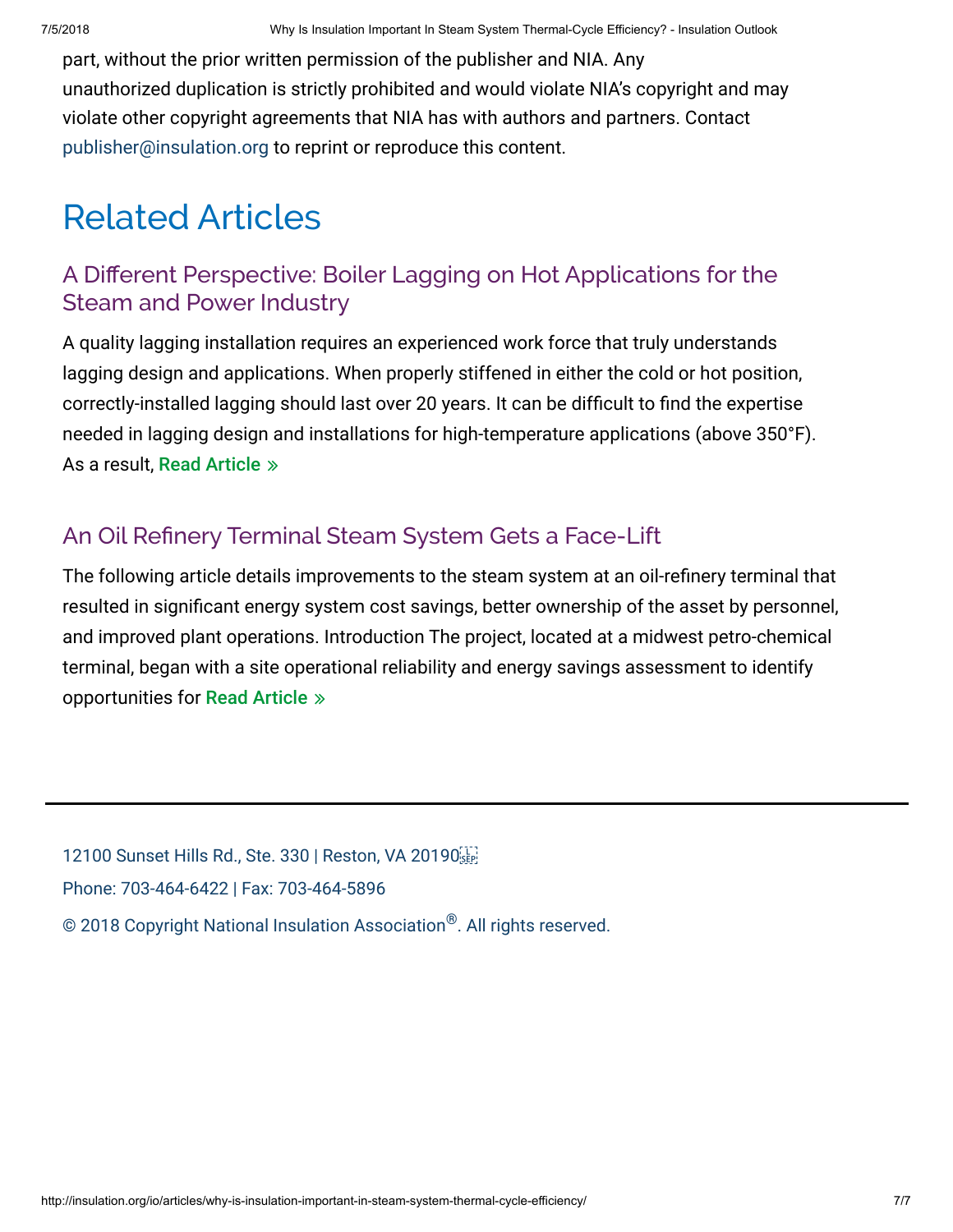part, without the prior written permission of the publisher and NIA. Any unauthorized duplication is strictly prohibited and would violate NIA's copyright and may violate other copyright agreements that NIA has with authors and partners. Contact publisher@insulation.org to reprint or reproduce this content.

# Related Articles

## A Different Perspective: Boiler Lagging on Hot Applications for the Steam and Power Industry

A quality lagging installation requires an experienced work force that truly understands lagging design and applications. When properly stiffened in either the cold or hot position, correctly-installed lagging should last over 20 years. It can be difficult to find the expertise needed in lagging design and installations for high-temperature applications (above 350°F). As a result, **Read Article »**

## An Oil Refinery Terminal Steam System Gets a Face-Lift

The following article details improvements to the steam system at an oil-refinery terminal that resulted in significant energy system cost savings, better ownership of the asset by personnel, and improved plant operations. Introduction The project, located at a midwest petro-chemical terminal, began with a site operational reliability and energy savings assessment to identify opportunities for **Read Article »**

---

12100 Sunset Hills Rd., Ste. 330 | Reston, VA 20190

Phone: 703-464-6422 | Fax: 703-464-5896

© 2018 Copyright National Insulation Association®. All rights reserved.